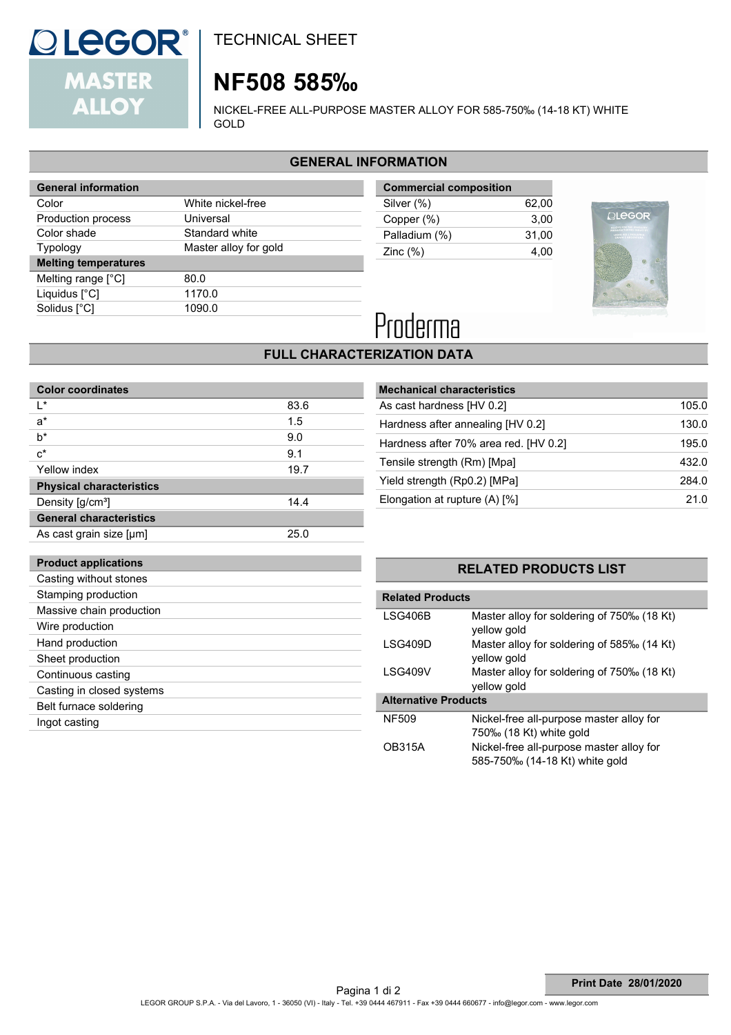TECHNICAL SHEET

# NF508 585‰

NICKEL-FREE ALL-PURPOSE MASTER ALLOY FOR 585-750‰ (14-18 KT) WHITE GOLD

## GENERAL INFORMATION

| General information | |
|---|---|
| Color | White nickel-free |
| Production process | Universal |
| Color shade | Standard white |
| Typology | Master alloy for gold |
| **Melting temperatures** | |
| Melting range [°C] | 80.0 |
| Liquidus [°C] | 1170.0 |
| Solidus [°C] | 1090.0 |

| Commercial composition | |
|---|---|
| Silver (%) | 62,00 |
| Copper (%) | 3,00 |
| Palladium (%) | 31,00 |
| Zinc (%) | 4,00 |

Proderma

## FULL CHARACTERIZATION DATA

| Color coordinates | |
|---|---|
| L* | 83.6 |
| a* | 1.5 |
| b* | 9.0 |
| c* | 9.1 |
| Yellow index | 19.7 |
| **Physical characteristics** | |
| Density [g/cm³] | 14.4 |
| **General characteristics** | |
| As cast grain size [μm] | 25.0 |

| Mechanical characteristics | |
|---|---|
| As cast hardness [HV 0.2] | 105.0 |
| Hardness after annealing [HV 0.2] | 130.0 |
| Hardness after 70% area red. [HV 0.2] | 195.0 |
| Tensile strength (Rm) [Mpa] | 432.0 |
| Yield strength (Rp0.2) [MPa] | 284.0 |
| Elongation at rupture (A) [%] | 21.0 |

| Product applications |
|---|
| Casting without stones |
| Stamping production |
| Massive chain production |
| Wire production |
| Hand production |
| Sheet production |
| Continuous casting |
| Casting in closed systems |
| Belt furnace soldering |
| Ingot casting |

## RELATED PRODUCTS LIST

| Related Products | |
|---|---|
| LSG406B | Master alloy for soldering of 750‰ (18 Kt) yellow gold |
| LSG409D | Master alloy for soldering of 585‰ (14 Kt) yellow gold |
| LSG409V | Master alloy for soldering of 750‰ (18 Kt) yellow gold |
| **Alternative Products** | |
| NF509 | Nickel-free all-purpose master alloy for 750‰ (18 Kt) white gold |
| OB315A | Nickel-free all-purpose master alloy for 585-750‰ (14-18 Kt) white gold |

**Print Date 28/01/2020**

LEGOR GROUP S.P.A. - Via del Lavoro, 1 - 36050 (VI) - Italy - Tel. +39 0444 467911 - Fax +39 0444 660677 - info@legor.com - www.legor.com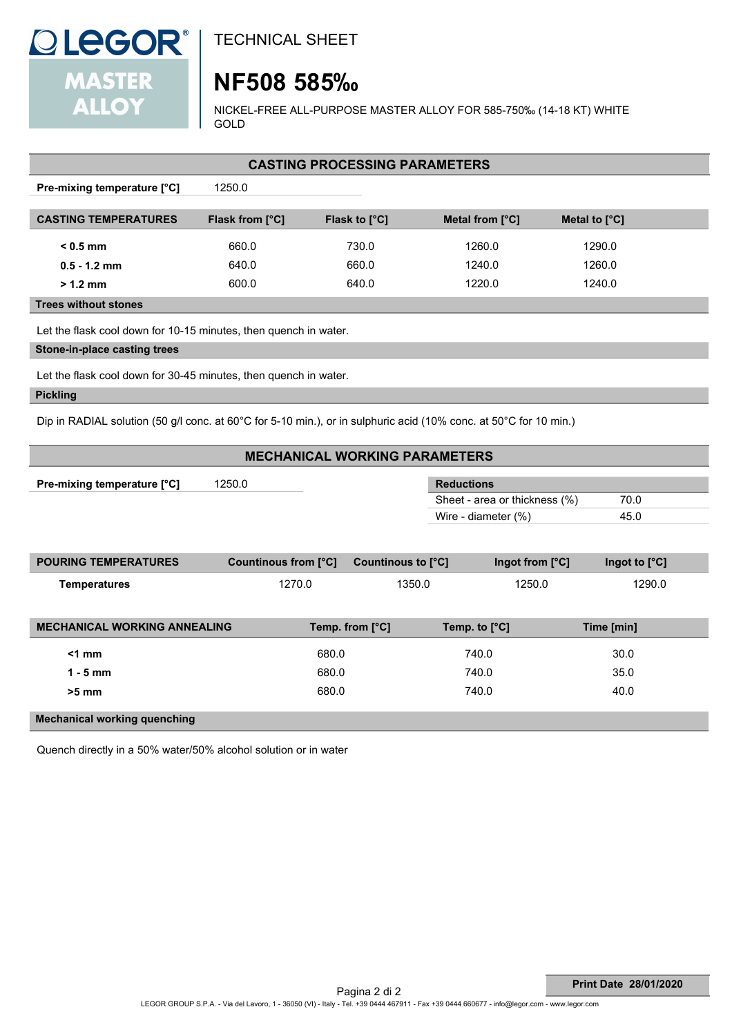LEGOR MASTER ALLOY

TECHNICAL SHEET

# NF508 585‰

NICKEL-FREE ALL-PURPOSE MASTER ALLOY FOR 585-750‰ (14-18 KT) WHITE GOLD

## CASTING PROCESSING PARAMETERS

**Pre-mixing temperature [°C]** 1250.0

| CASTING TEMPERATURES | Flask from [°C] | Flask to [°C] | Metal from [°C] | Metal to [°C] |
|---|---|---|---|---|
| **< 0.5 mm** | 660.0 | 730.0 | 1260.0 | 1290.0 |
| **0.5 - 1.2 mm** | 640.0 | 660.0 | 1240.0 | 1260.0 |
| **> 1.2 mm** | 600.0 | 640.0 | 1220.0 | 1240.0 |

**Trees without stones**

Let the flask cool down for 10-15 minutes, then quench in water.

**Stone-in-place casting trees**

Let the flask cool down for 30-45 minutes, then quench in water.

**Pickling**

Dip in RADIAL solution (50 g/l conc. at 60°C for 5-10 min.), or in sulphuric acid (10% conc. at 50°C for 10 min.)

## MECHANICAL WORKING PARAMETERS

**Pre-mixing temperature [°C]** 1250.0

| Reductions | |
|---|---|
| Sheet - area or thickness (%) | 70.0 |
| Wire - diameter (%) | 45.0 |

| POURING TEMPERATURES | Countinous from [°C] | Countinous to [°C] | Ingot from [°C] | Ingot to [°C] |
|---|---|---|---|---|
| **Temperatures** | 1270.0 | 1350.0 | 1250.0 | 1290.0 |

| MECHANICAL WORKING ANNEALING | Temp. from [°C] | Temp. to [°C] | Time [min] |
|---|---|---|---|
| **<1 mm** | 680.0 | 740.0 | 30.0 |
| **1 - 5 mm** | 680.0 | 740.0 | 35.0 |
| **>5 mm** | 680.0 | 740.0 | 40.0 |

**Mechanical working quenching**

Quench directly in a 50% water/50% alcohol solution or in water

**Print Date 28/01/2020**

LEGOR GROUP S.P.A. - Via del Lavoro, 1 - 36050 (VI) - Italy - Tel. +39 0444 467911 - Fax +39 0444 660677 - info@legor.com - www.legor.com